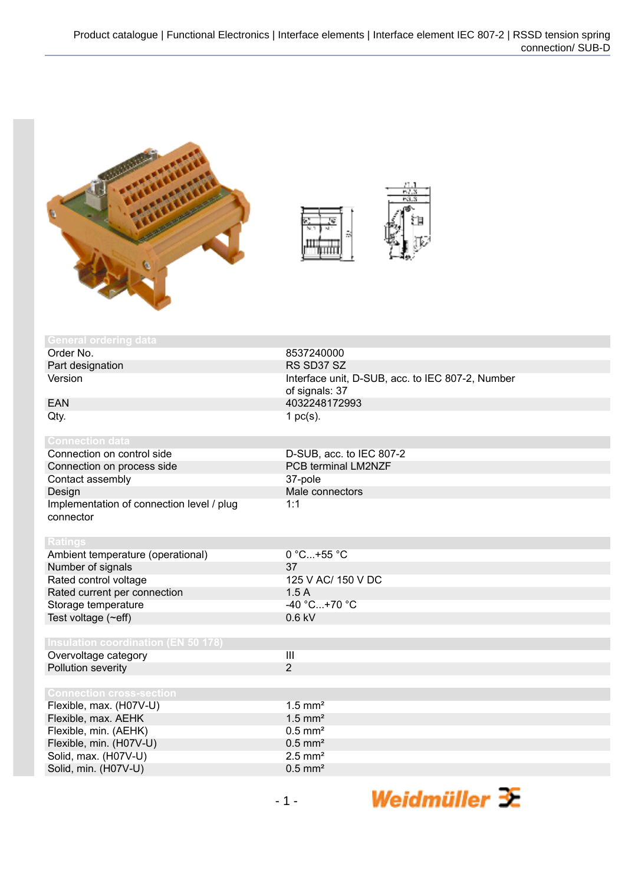Product catalogue | Functional Electronics | Interface elements | Interface element IEC 807-2 | RSSD tension spring connection/ SUB-D

| General ordering data | |
|---|---|
| Order No. | 8537240000 |
| Part designation | RS SD37 SZ |
| Version | Interface unit, D-SUB, acc. to IEC 807-2, Number of signals: 37 |
| EAN | 4032248172993 |
| Qty. | 1 pc(s). |

| Connection data | |
|---|---|
| Connection on control side | D-SUB, acc. to IEC 807-2 |
| Connection on process side | PCB terminal LM2NZF |
| Contact assembly | 37-pole |
| Design | Male connectors |
| Implementation of connection level / plug connector | 1:1 |

| Ratings | |
|---|---|
| Ambient temperature (operational) | 0 °C...+55 °C |
| Number of signals | 37 |
| Rated control voltage | 125 V AC/ 150 V DC |
| Rated current per connection | 1.5 A |
| Storage temperature | -40 °C...+70 °C |
| Test voltage (~eff) | 0.6 kV |

| Insulation coordination (EN 50 178) | |
|---|---|
| Overvoltage category | III |
| Pollution severity | 2 |

| Connection cross-section | |
|---|---|
| Flexible, max. (H07V-U) | 1.5 mm² |
| Flexible, max. AEHK | 1.5 mm² |
| Flexible, min. (AEHK) | 0.5 mm² |
| Flexible, min. (H07V-U) | 0.5 mm² |
| Solid, max. (H07V-U) | 2.5 mm² |
| Solid, min. (H07V-U) | 0.5 mm² |

Weidmüller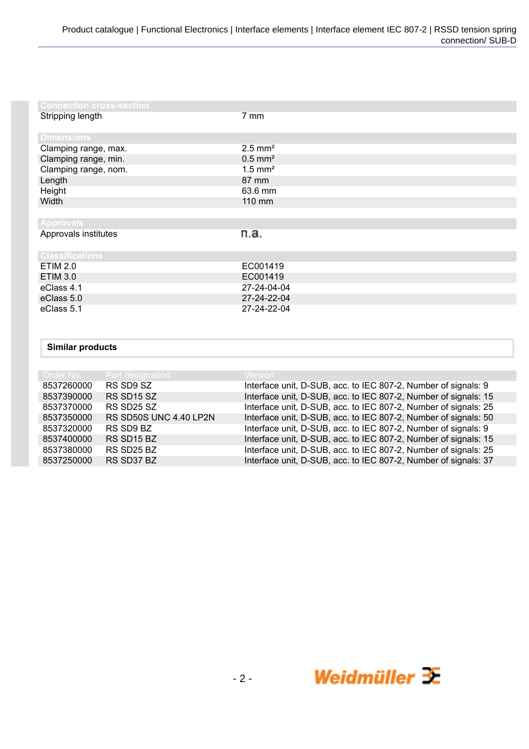### Connection cross-section

| | |
|---|---|
| Stripping length | 7 mm |

### Dimensions

| | |
|---|---|
| Clamping range, max. | 2.5 mm² |
| Clamping range, min. | 0.5 mm² |
| Clamping range, nom. | 1.5 mm² |
| Length | 87 mm |
| Height | 63.6 mm |
| Width | 110 mm |

### Approvals

| | |
|---|---|
| Approvals institutes | n.a. |

### Classifications

| | |
|---|---|
| ETIM 2.0 | EC001419 |
| ETIM 3.0 | EC001419 |
| eClass 4.1 | 27-24-04-04 |
| eClass 5.0 | 27-24-22-04 |
| eClass 5.1 | 27-24-22-04 |

## Similar products

| Order No. | Part designation | Version |
|---|---|---|
| 8537260000 | RS SD9 SZ | Interface unit, D-SUB, acc. to IEC 807-2, Number of signals: 9 |
| 8537390000 | RS SD15 SZ | Interface unit, D-SUB, acc. to IEC 807-2, Number of signals: 15 |
| 8537370000 | RS SD25 SZ | Interface unit, D-SUB, acc. to IEC 807-2, Number of signals: 25 |
| 8537350000 | RS SD50S UNC 4.40 LP2N | Interface unit, D-SUB, acc. to IEC 807-2, Number of signals: 50 |
| 8537320000 | RS SD9 BZ | Interface unit, D-SUB, acc. to IEC 807-2, Number of signals: 9 |
| 8537400000 | RS SD15 BZ | Interface unit, D-SUB, acc. to IEC 807-2, Number of signals: 15 |
| 8537380000 | RS SD25 BZ | Interface unit, D-SUB, acc. to IEC 807-2, Number of signals: 25 |
| 8537250000 | RS SD37 BZ | Interface unit, D-SUB, acc. to IEC 807-2, Number of signals: 37 |